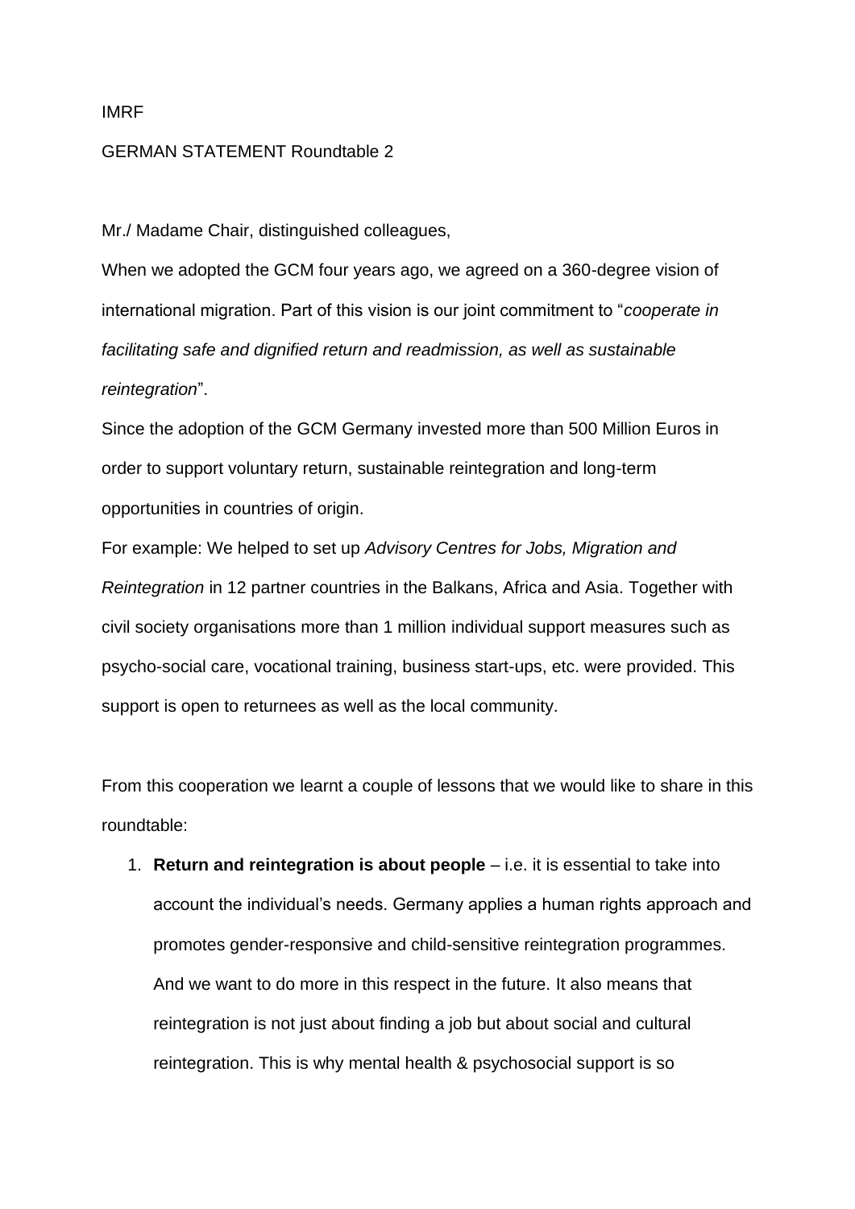IMRF

GERMAN STATEMENT Roundtable 2

Mr./ Madame Chair, distinguished colleagues,

When we adopted the GCM four years ago, we agreed on a 360-degree vision of international migration. Part of this vision is our joint commitment to "*cooperate in facilitating safe and dignified return and readmission, as well as sustainable reintegration*".

Since the adoption of the GCM Germany invested more than 500 Million Euros in order to support voluntary return, sustainable reintegration and long-term opportunities in countries of origin.

For example: We helped to set up *Advisory Centres for Jobs, Migration and Reintegration* in 12 partner countries in the Balkans, Africa and Asia. Together with civil society organisations more than 1 million individual support measures such as psycho-social care, vocational training, business start-ups, etc. were provided. This support is open to returnees as well as the local community.

From this cooperation we learnt a couple of lessons that we would like to share in this roundtable:

1. **Return and reintegration is about people** – i.e. it is essential to take into account the individual's needs. Germany applies a human rights approach and promotes gender-responsive and child-sensitive reintegration programmes. And we want to do more in this respect in the future. It also means that reintegration is not just about finding a job but about social and cultural reintegration. This is why mental health & psychosocial support is so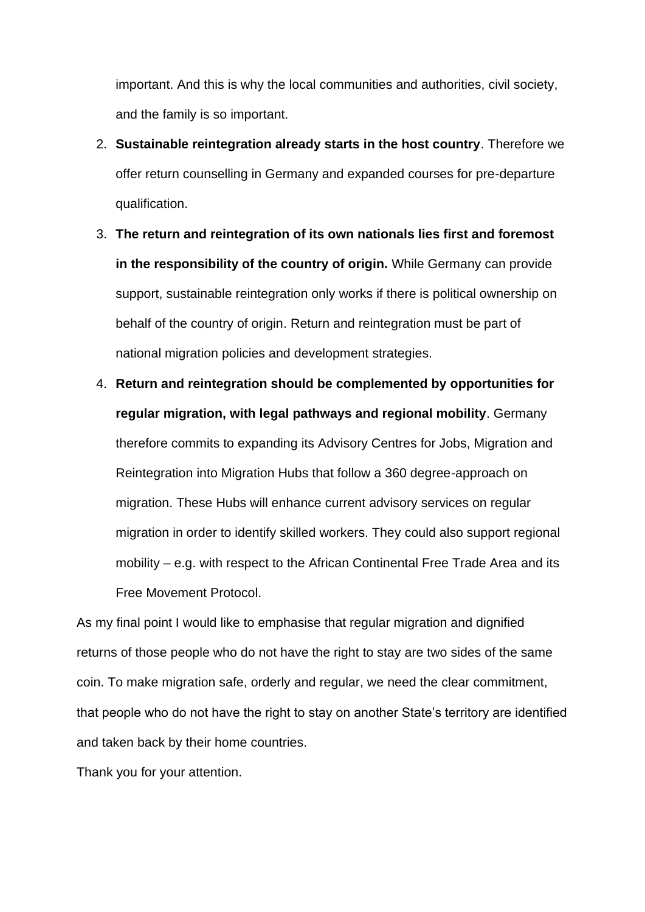important. And this is why the local communities and authorities, civil society, and the family is so important.

2. **Sustainable reintegration already starts in the host country**. Therefore we offer return counselling in Germany and expanded courses for pre-departure qualification.
3. **The return and reintegration of its own nationals lies first and foremost in the responsibility of the country of origin.** While Germany can provide support, sustainable reintegration only works if there is political ownership on behalf of the country of origin. Return and reintegration must be part of national migration policies and development strategies.
4. **Return and reintegration should be complemented by opportunities for regular migration, with legal pathways and regional mobility**. Germany therefore commits to expanding its Advisory Centres for Jobs, Migration and Reintegration into Migration Hubs that follow a 360 degree-approach on migration. These Hubs will enhance current advisory services on regular migration in order to identify skilled workers. They could also support regional mobility – e.g. with respect to the African Continental Free Trade Area and its Free Movement Protocol.

As my final point I would like to emphasise that regular migration and dignified returns of those people who do not have the right to stay are two sides of the same coin. To make migration safe, orderly and regular, we need the clear commitment, that people who do not have the right to stay on another State's territory are identified and taken back by their home countries.

Thank you for your attention.